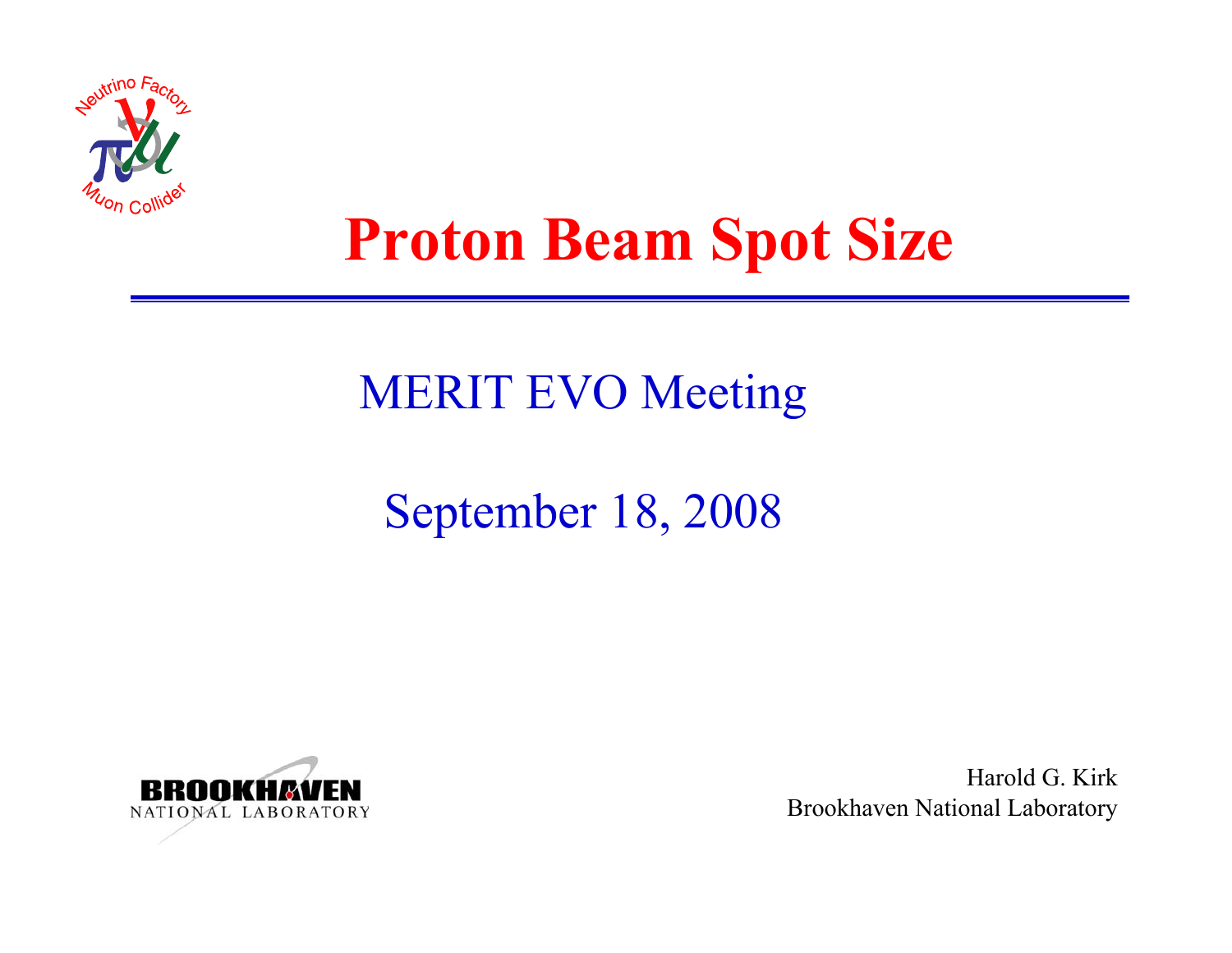# Proton Beam Spot Size

MERIT EVO Meeting

September 18, 2008

Harold G. Kirk
Brookhaven National Laboratory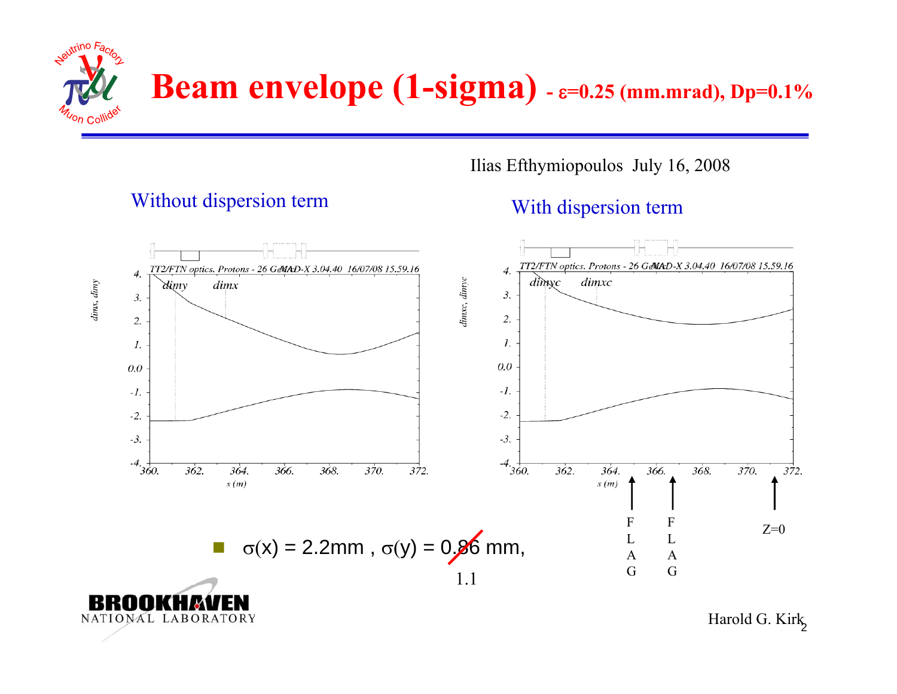# Beam envelope (1-sigma) - ε=0.25 (mm.mrad), Dp=0.1%

Ilias Efthymiopoulos July 16, 2008

Without dispersion term

With dispersion term

TT2/FTN optics. Protons - 26 GeV MAD-X 3.04.40 16/07/08 15.59.16

dimy dimx

dimx, dimy

s (m)

TT2/FTN optics. Protons - 26 GeV MAD-X 3.04.40 16/07/08 15.59.16

dimyc dimxc

dimxc, dimyc

s (m)

FLAG FLAG Z=0

- $\sigma$(x) = 2.2mm , $\sigma$(y) = ~~0.86~~ 1.1 mm,

Harold G. Kirk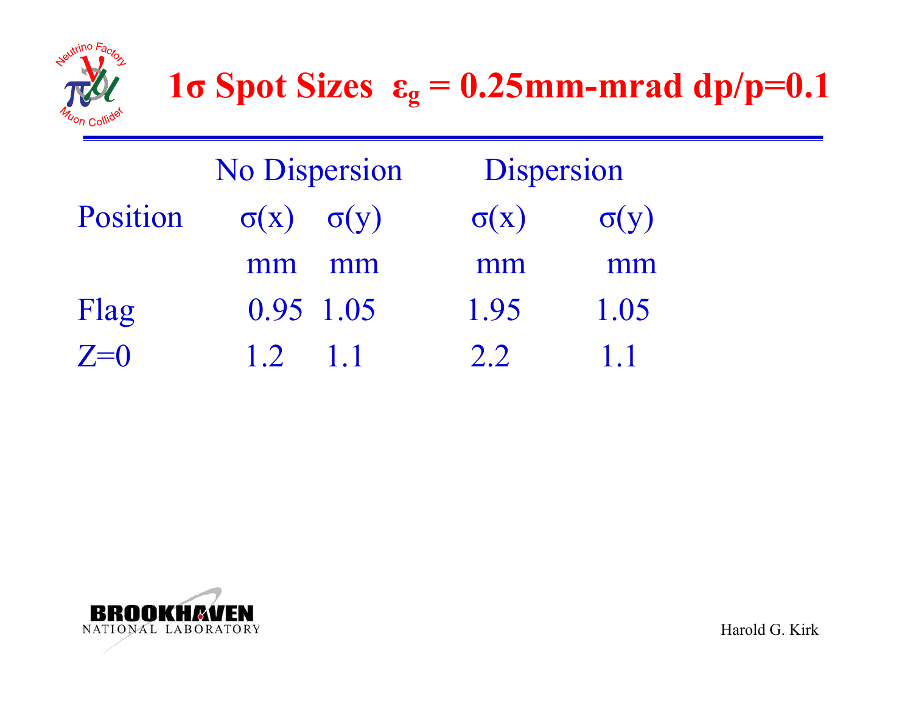# 1σ Spot Sizes $\varepsilon_g$ = 0.25mm-mrad dp/p=0.1

| Position | No Dispersion | | Dispersion | |
|---|---|---|---|---|
| | σ(x) mm | σ(y) mm | σ(x) mm | σ(y) mm |
| Flag | 0.95 | 1.05 | 1.95 | 1.05 |
| Z=0 | 1.2 | 1.1 | 2.2 | 1.1 |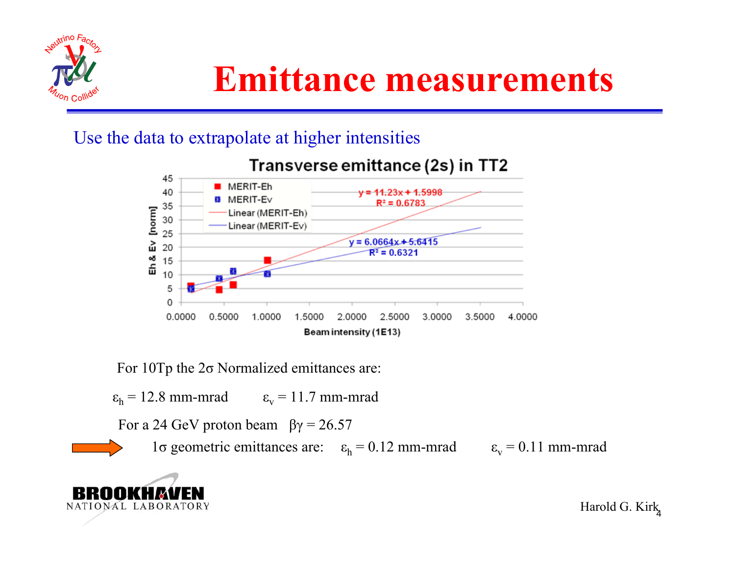# Emittance measurements

Use the data to extrapolate at higher intensities

**Transverse emittance (2s) in TT2**

- MERIT-Eh: $y = 11.23x + 1.5998$, $R^2 = 0.6783$
- MERIT-Ev: $y = 6.0664x + 5.6415$, $R^2 = 0.6321$

Eh & Ev [norm] vs. Beam intensity (1E13)

For 10Tp the $2\sigma$ Normalized emittances are:

$\varepsilon_h = 12.8$ mm-mrad $\quad\quad \varepsilon_v = 11.7$ mm-mrad

For a 24 GeV proton beam $\beta\gamma = 26.57$

→ $1\sigma$ geometric emittances are: $\varepsilon_h = 0.12$ mm-mrad $\quad\quad \varepsilon_v = 0.11$ mm-mrad

Harold G. Kirk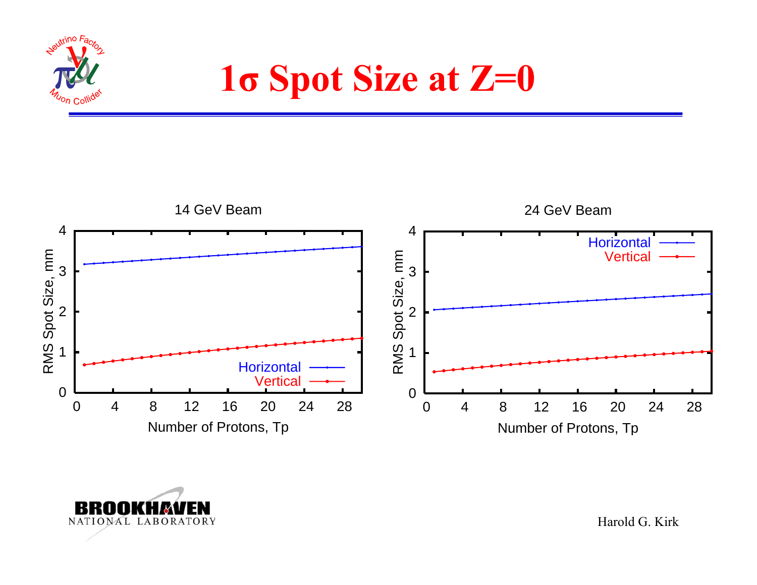# 1σ Spot Size at Z=0

14 GeV Beam

24 GeV Beam

Harold G. Kirk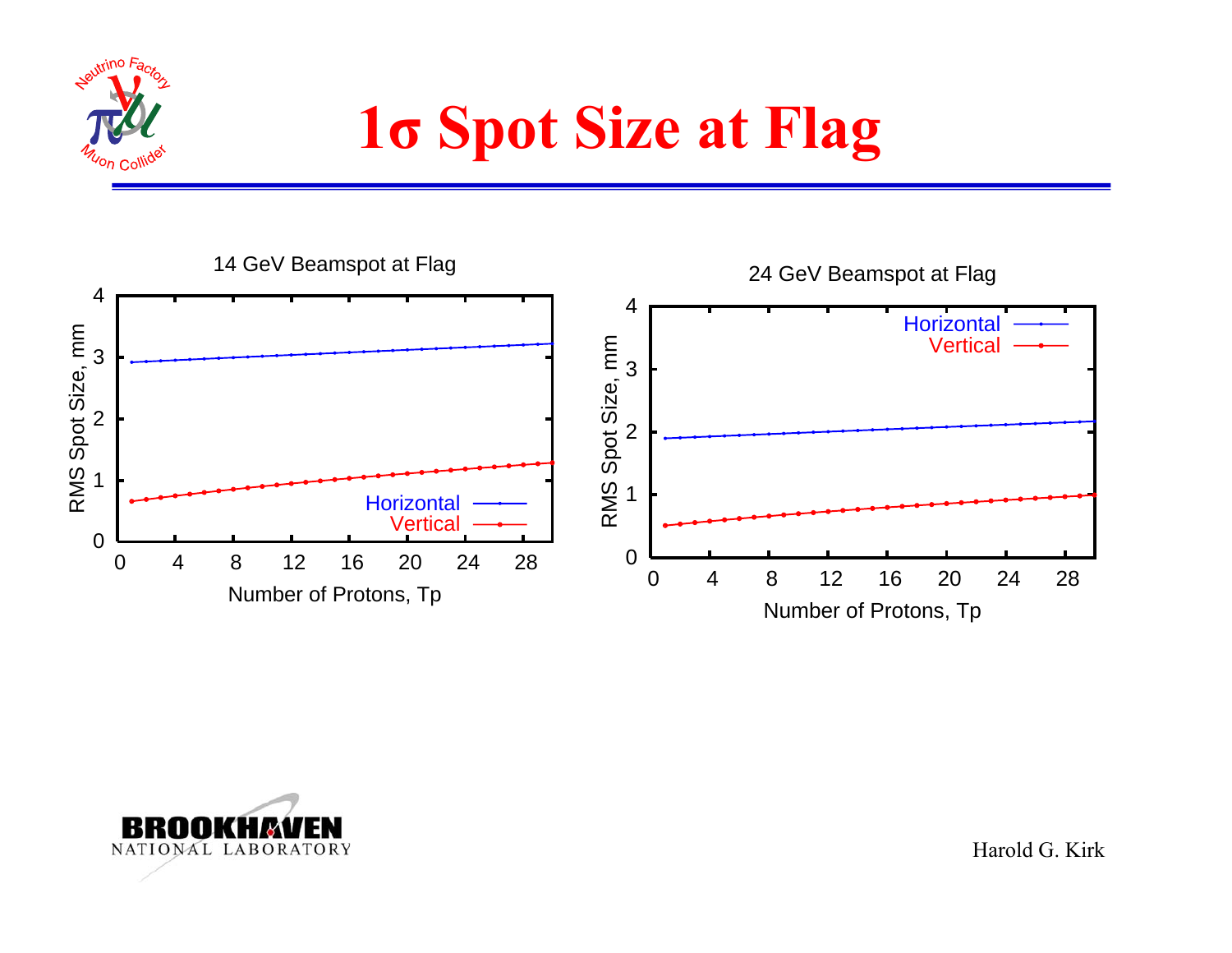# 1σ Spot Size at Flag

14 GeV Beamspot at Flag

24 GeV Beamspot at Flag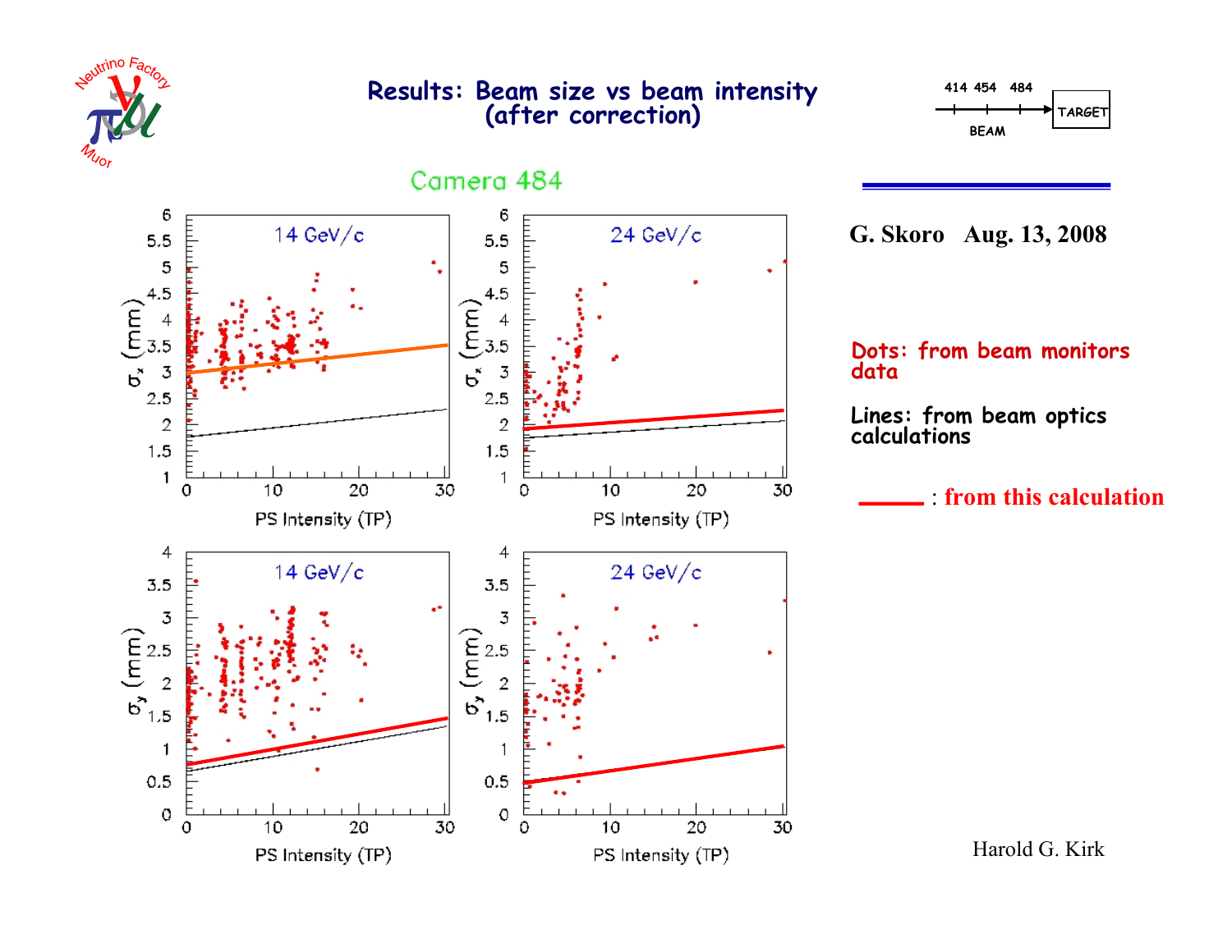# Results: Beam size vs beam intensity (after correction)

414 454 484

TARGET

BEAM

G. Skoro Aug. 13, 2008

Camera 484

14 GeV/c

$\sigma_x$ (mm)

6
5.5
5
4.5
4
3.5
3
2.5
2
1.5
1

0 10 20 30

PS Intensity (TP)

24 GeV/c

$\sigma_x$ (mm)

6
5.5
5
4.5
4
3.5
3
2.5
2
1.5
1

0 10 20 30

PS Intensity (TP)

14 GeV/c

$\sigma_y$ (mm)

4
3.5
3
2.5
2
1.5
1
0.5
0

0 10 20 30

PS Intensity (TP)

24 GeV/c

$\sigma_y$ (mm)

4
3.5
3
2.5
2
1.5
1
0.5
0

0 10 20 30

PS Intensity (TP)

**Dots: from beam monitors data**

**Lines: from beam optics calculations**

**: from this calculation**